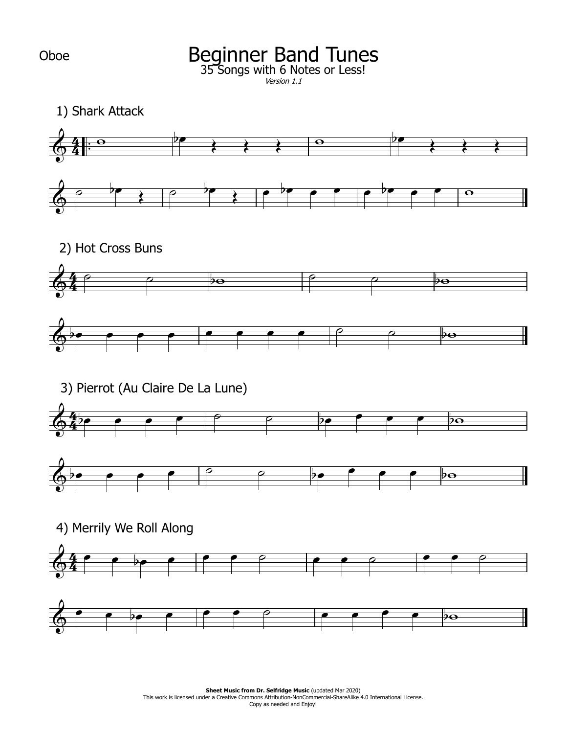Oboe

# Beginner Band Tunes

35 Songs with 6 Notes or Less!

*Version 1.1*

## 1) Shark Attack

## 2) Hot Cross Buns

## 3) Pierrot (Au Claire De La Lune)

## 4) Merrily We Roll Along

**Sheet Music from Dr. Selfridge Music** (updated Mar 2020)
This work is licensed under a Creative Commons Attribution-NonCommercial-ShareAlike 4.0 International License.
Copy as needed and Enjoy!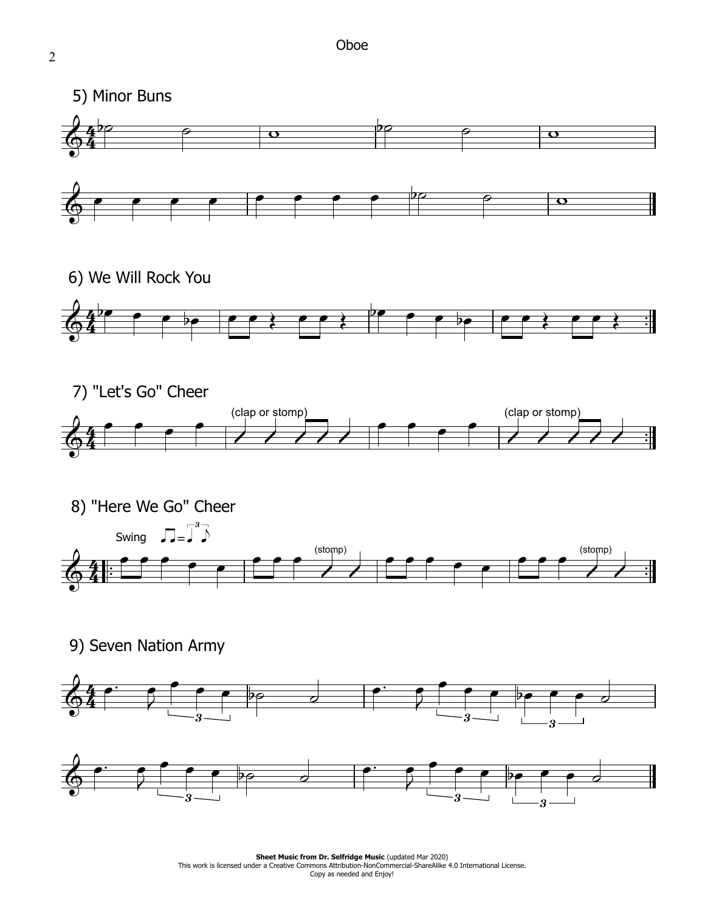# Oboe

## 5) Minor Buns

## 6) We Will Rock You

## 7) "Let's Go" Cheer

(clap or stomp) (clap or stomp)

## 8) "Here We Go" Cheer

Swing

(stomp) (stomp)

## 9) Seven Nation Army

**Sheet Music from Dr. Selfridge Music** (updated Mar 2020)
This work is licensed under a Creative Commons Attribution-NonCommercial-ShareAlike 4.0 International License.
Copy as needed and Enjoy!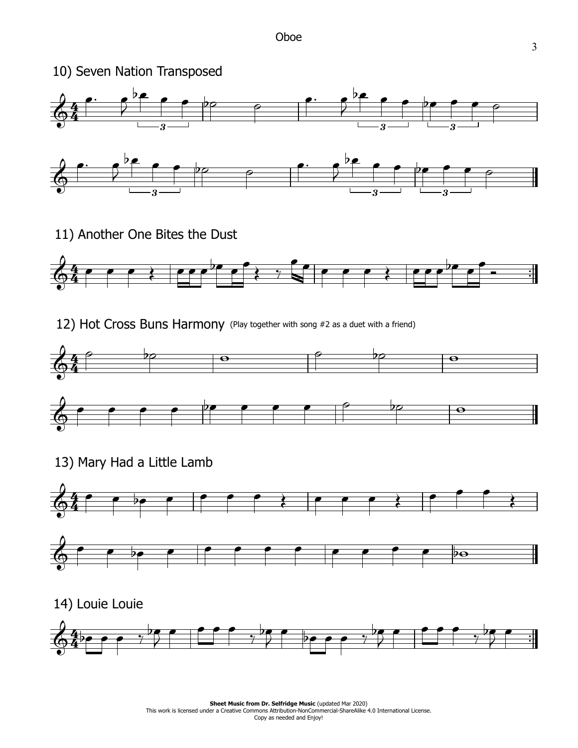Oboe

## 10) Seven Nation Transposed

## 11) Another One Bites the Dust

## 12) Hot Cross Buns Harmony (Play together with song #2 as a duet with a friend)

## 13) Mary Had a Little Lamb

## 14) Louie Louie

**Sheet Music from Dr. Selfridge Music** (updated Mar 2020)
This work is licensed under a Creative Commons Attribution-NonCommercial-ShareAlike 4.0 International License.
Copy as needed and Enjoy!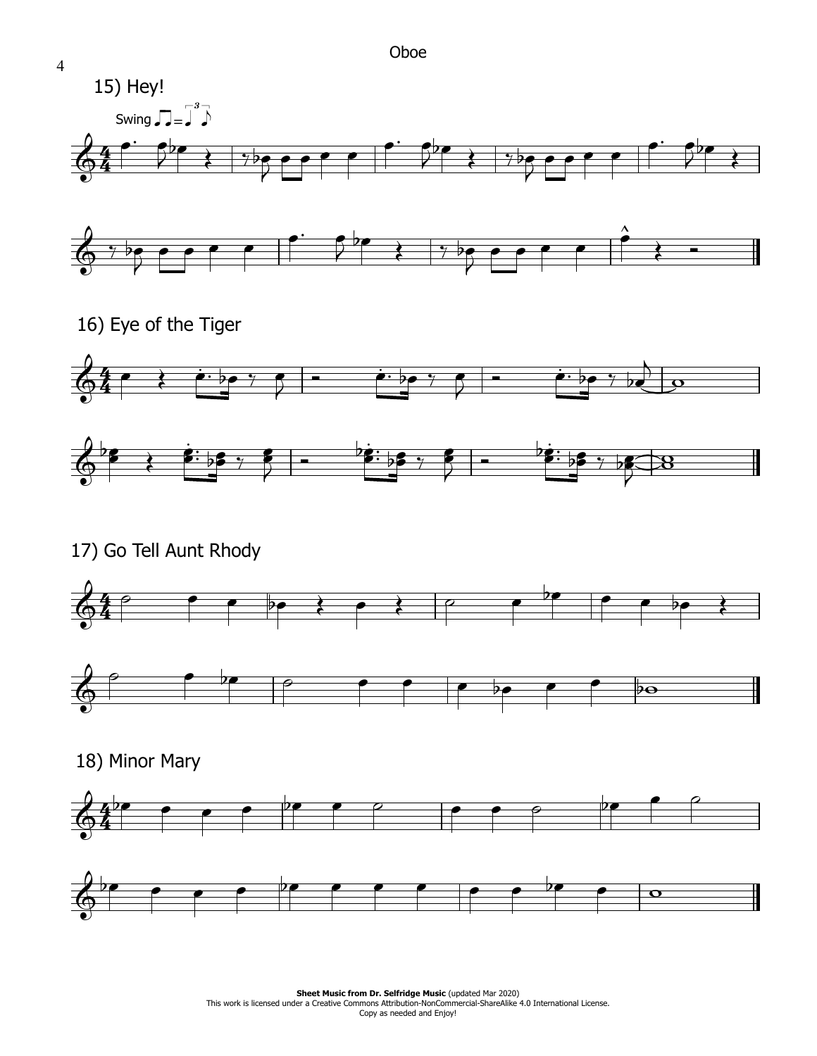## 15) Hey!

Swing

## 16) Eye of the Tiger

## 17) Go Tell Aunt Rhody

## 18) Minor Mary

**Sheet Music from Dr. Selfridge Music** (updated Mar 2020)
This work is licensed under a Creative Commons Attribution-NonCommercial-ShareAlike 4.0 International License.
Copy as needed and Enjoy!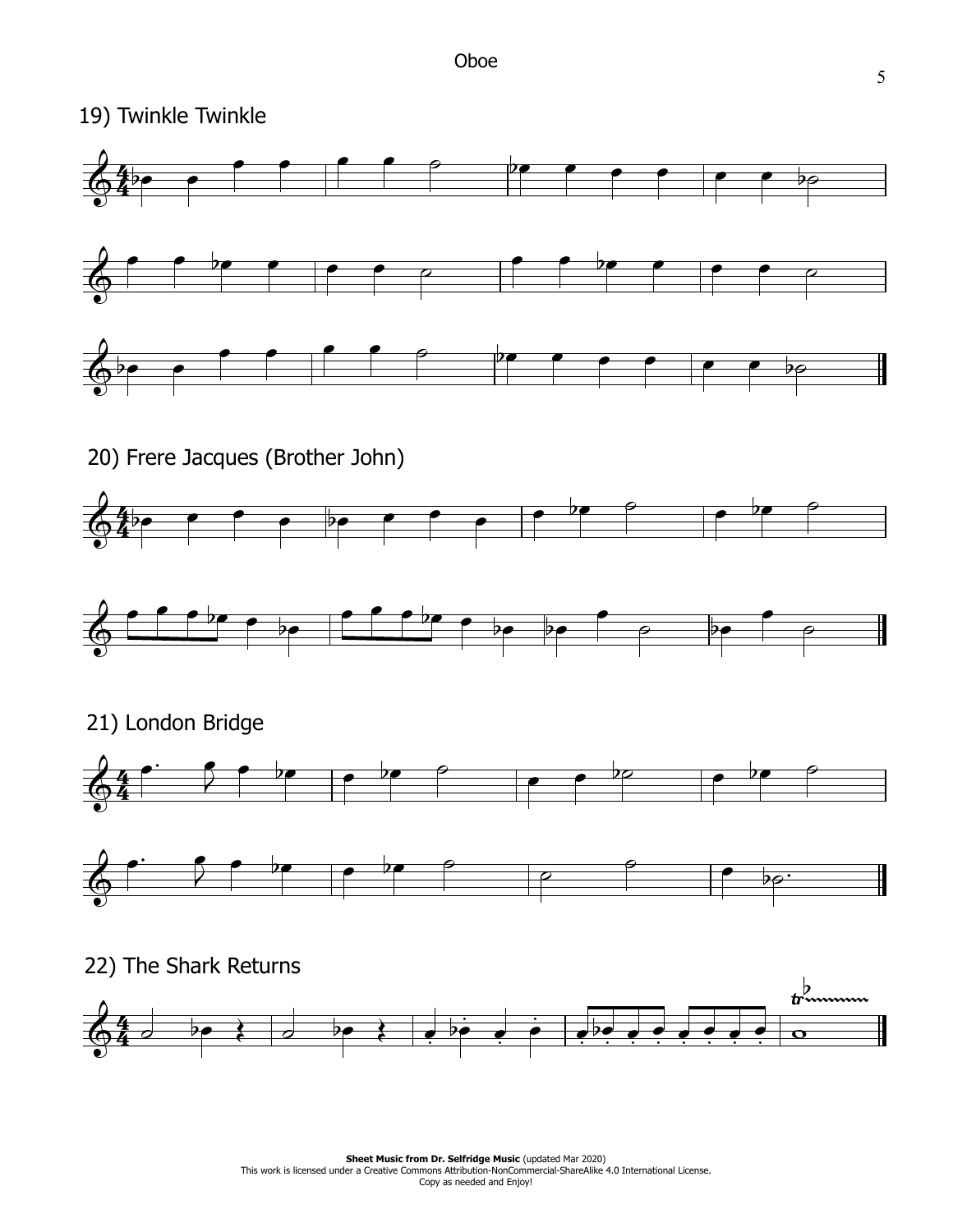19) Twinkle Twinkle

20) Frere Jacques (Brother John)

21) London Bridge

22) The Shark Returns

**Sheet Music from Dr. Selfridge Music** (updated Mar 2020)
This work is licensed under a Creative Commons Attribution-NonCommercial-ShareAlike 4.0 International License.
Copy as needed and Enjoy!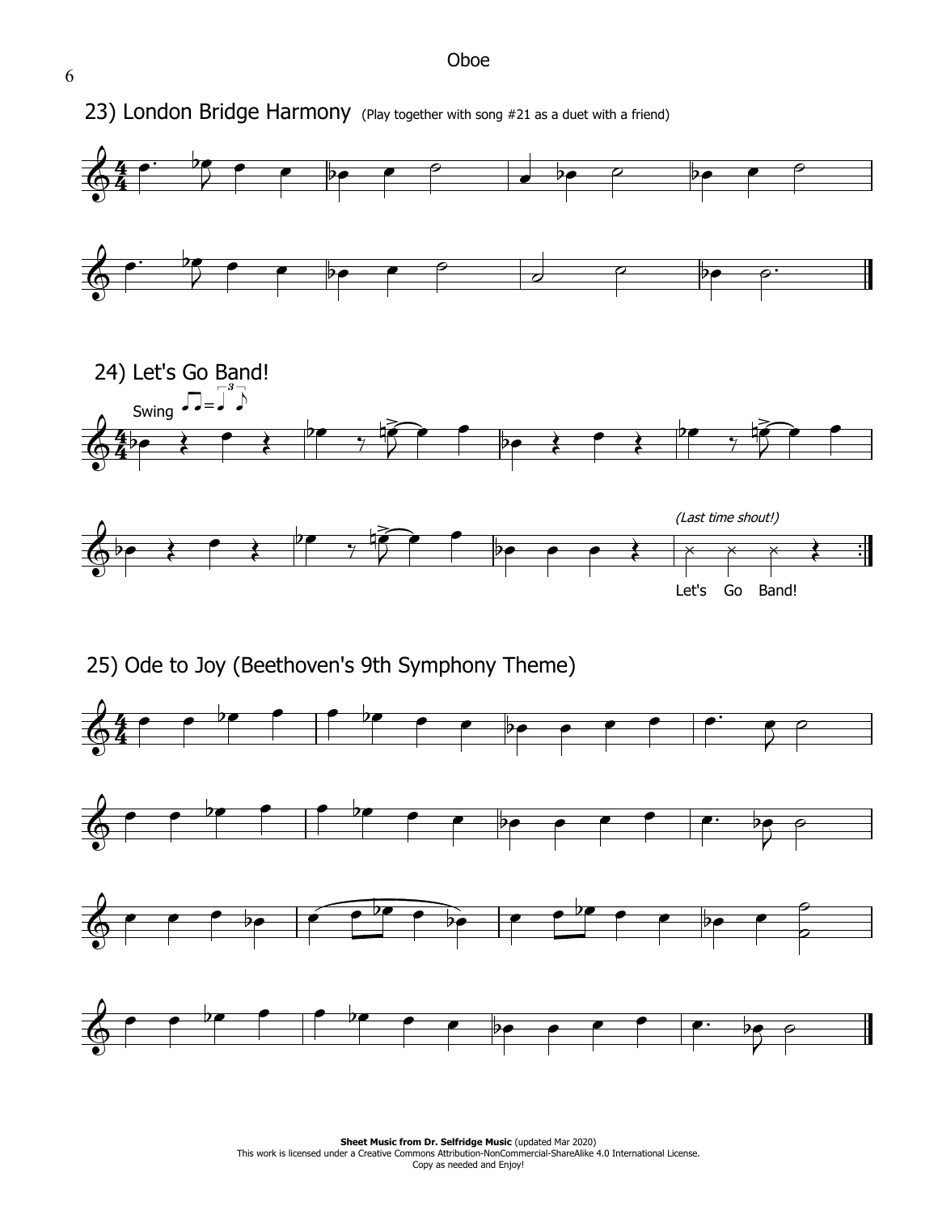Oboe

## 23) London Bridge Harmony (Play together with song #21 as a duet with a friend)

## 24) Let's Go Band!

Swing

*(Last time shout!)*

Let's Go Band!

## 25) Ode to Joy (Beethoven's 9th Symphony Theme)

**Sheet Music from Dr. Selfridge Music** (updated Mar 2020)
This work is licensed under a Creative Commons Attribution-NonCommercial-ShareAlike 4.0 International License.
Copy as needed and Enjoy!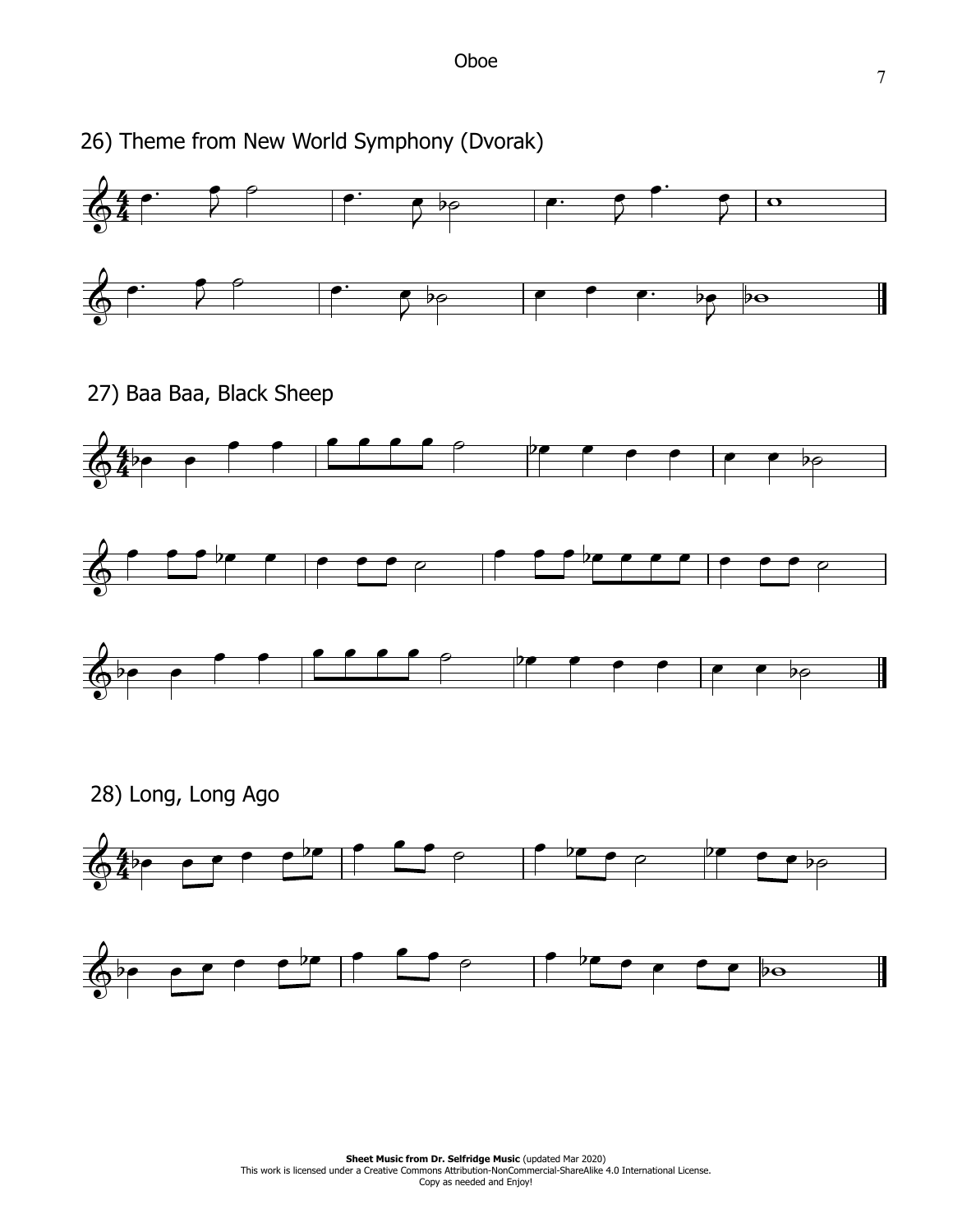## 26) Theme from New World Symphony (Dvorak)

## 27) Baa Baa, Black Sheep

## 28) Long, Long Ago

**Sheet Music from Dr. Selfridge Music** (updated Mar 2020)
This work is licensed under a Creative Commons Attribution-NonCommercial-ShareAlike 4.0 International License.
Copy as needed and Enjoy!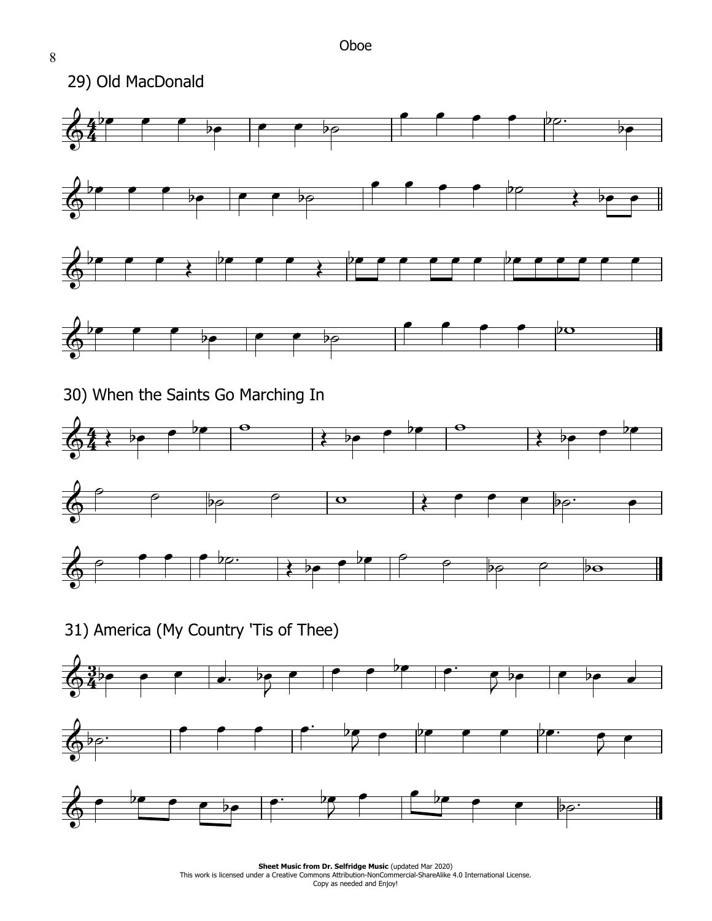Oboe

## 29) Old MacDonald

## 30) When the Saints Go Marching In

## 31) America (My Country 'Tis of Thee)

**Sheet Music from Dr. Selfridge Music** (updated Mar 2020)
This work is licensed under a Creative Commons Attribution-NonCommercial-ShareAlike 4.0 International License.
Copy as needed and Enjoy!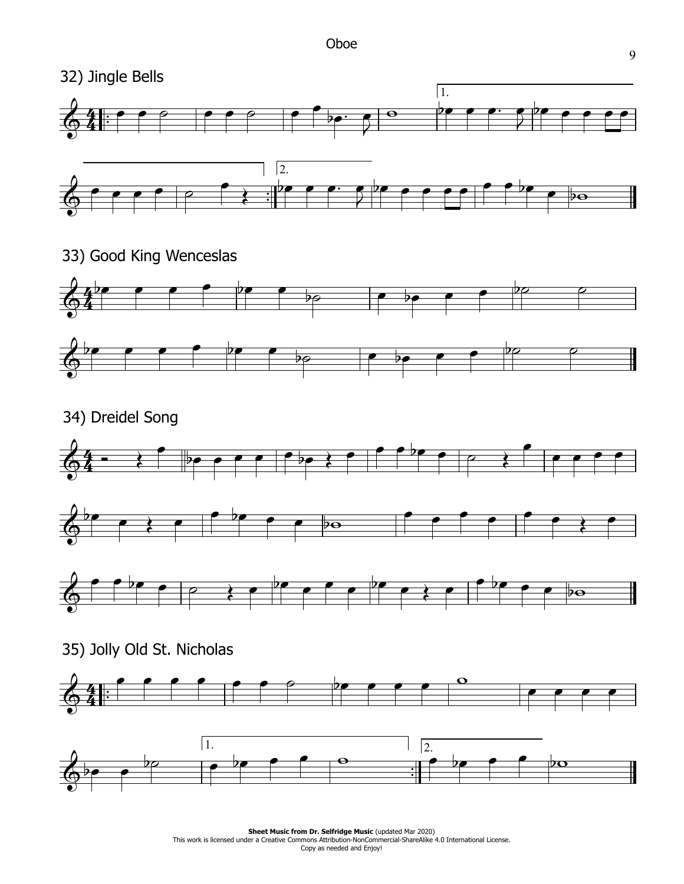Oboe

32) Jingle Bells

33) Good King Wenceslas

34) Dreidel Song

35) Jolly Old St. Nicholas

**Sheet Music from Dr. Selfridge Music** (updated Mar 2020)
This work is licensed under a Creative Commons Attribution-NonCommercial-ShareAlike 4.0 International License.
Copy as needed and Enjoy!